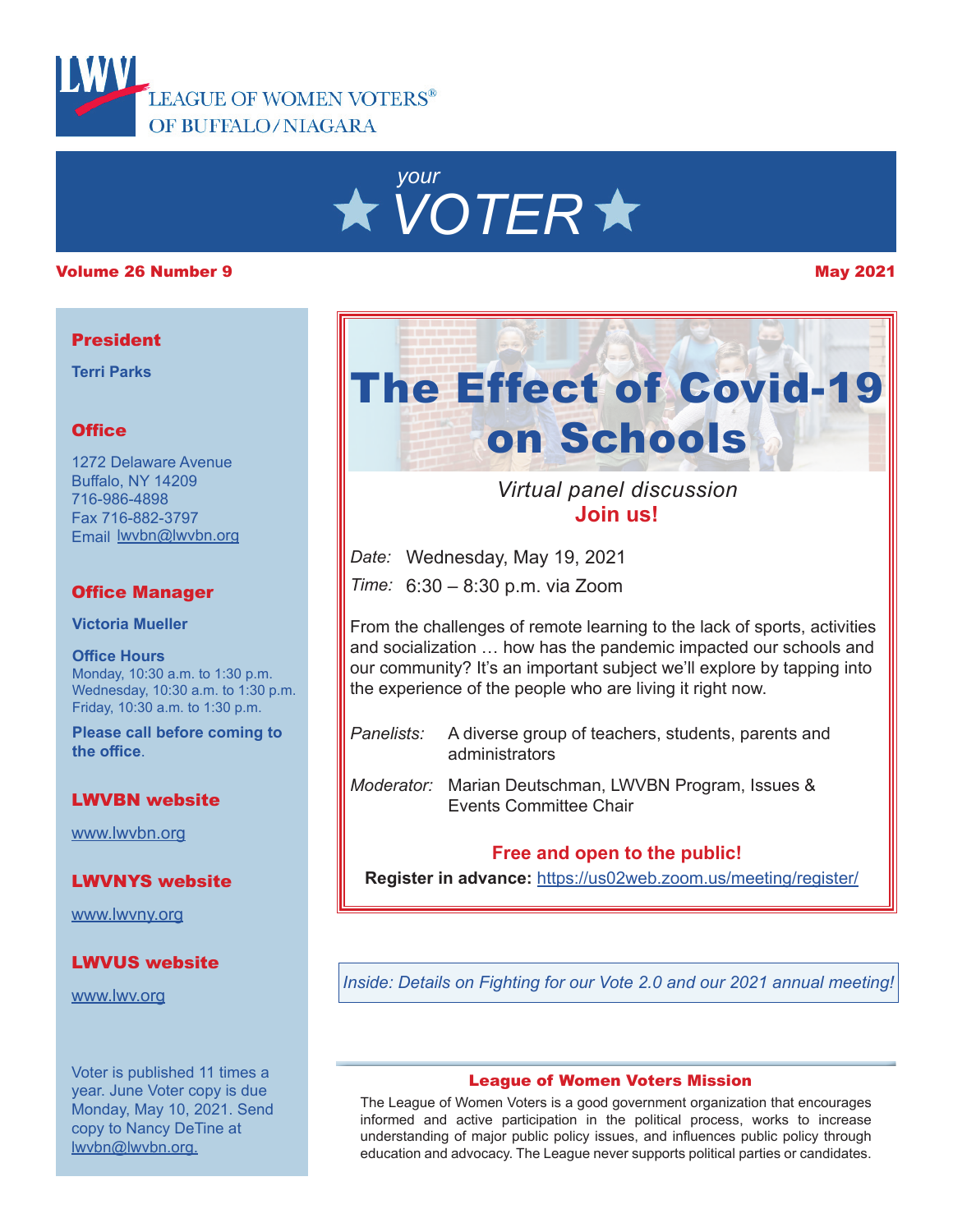LEAGUE OF WOMEN VOTERS® OF BUFFALO/NIAGARA

# your VOTER

**Volume 26 Number 9** **May 2021**

# The Effect of Covid-19 on Schools

*Virtual panel discussion*

**Join us!**

*Date:* Wednesday, May 19, 2021

*Time:* 6:30 – 8:30 p.m. via Zoom

From the challenges of remote learning to the lack of sports, activities and socialization … how has the pandemic impacted our schools and our community? It's an important subject we'll explore by tapping into the experience of the people who are living it right now.

*Panelists:* A diverse group of teachers, students, parents and administrators

*Moderator:* Marian Deutschman, LWVBN Program, Issues & Events Committee Chair

**Free and open to the public!**

**Register in advance:** https://us02web.zoom.us/meeting/register/

*Inside: Details on Fighting for our Vote 2.0 and our 2021 annual meeting!*

### League of Women Voters Mission

The League of Women Voters is a good government organization that encourages informed and active participation in the political process, works to increase understanding of major public policy issues, and influences public policy through education and advocacy. The League never supports political parties or candidates.

---

**President**

**Terri Parks**

**Office**

1272 Delaware Avenue
Buffalo, NY 14209
716-986-4898
Fax 716-882-3797
Email lwvbn@lwvbn.org

**Office Manager**

**Victoria Mueller**

**Office Hours**

Monday, 10:30 a.m. to 1:30 p.m.
Wednesday, 10:30 a.m. to 1:30 p.m.
Friday, 10:30 a.m. to 1:30 p.m.

**Please call before coming to the office.**

**LWVBN website**

www.lwvbn.org

**LWVNYS website**

www.lwvny.org

**LWVUS website**

www.lwv.org

Voter is published 11 times a year. June Voter copy is due Monday, May 10, 2021. Send copy to Nancy DeTine at lwvbn@lwvbn.org.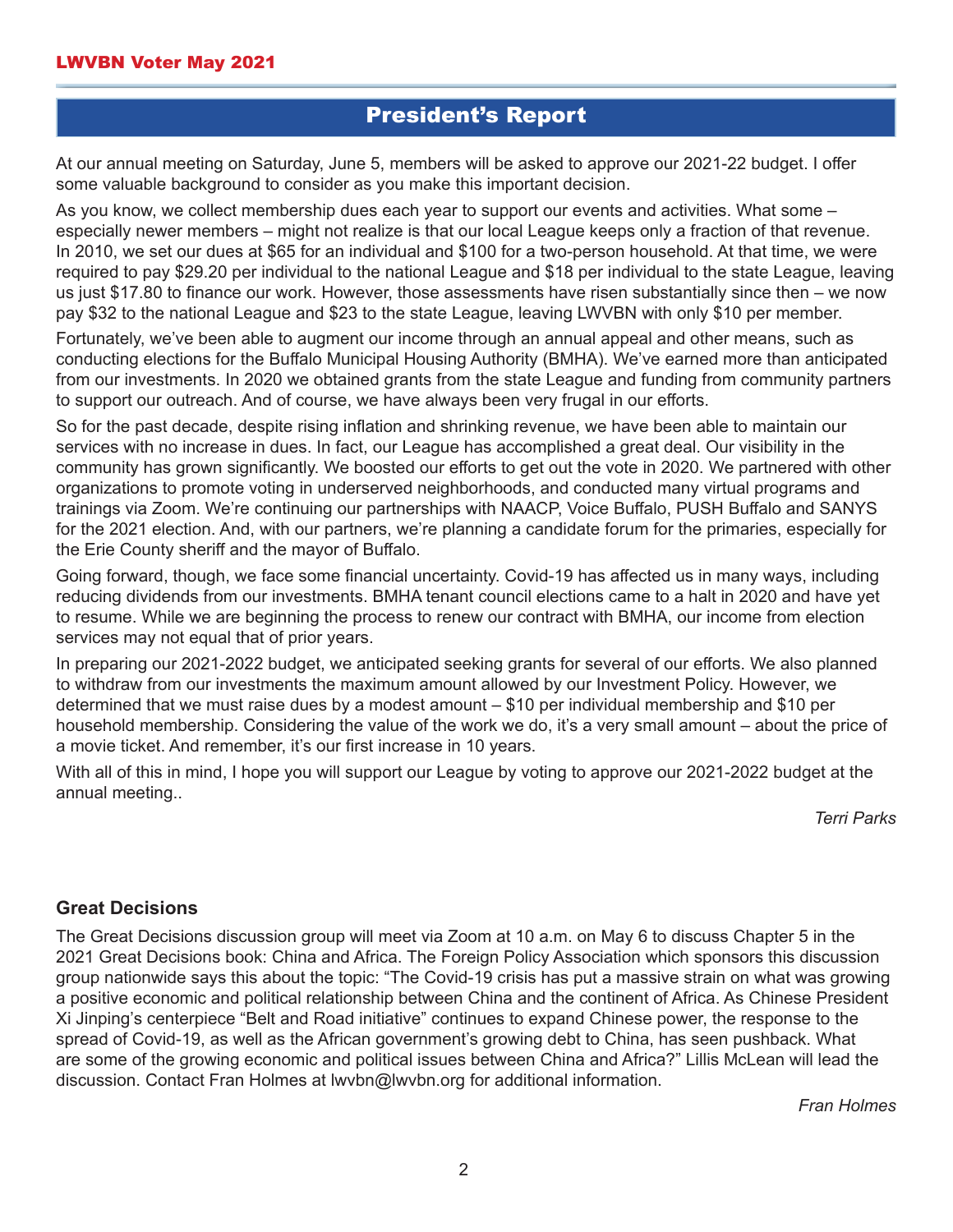## President's Report

At our annual meeting on Saturday, June 5, members will be asked to approve our 2021-22 budget. I offer some valuable background to consider as you make this important decision.

As you know, we collect membership dues each year to support our events and activities. What some – especially newer members – might not realize is that our local League keeps only a fraction of that revenue. In 2010, we set our dues at $65 for an individual and $100 for a two-person household. At that time, we were required to pay $29.20 per individual to the national League and $18 per individual to the state League, leaving us just $17.80 to finance our work. However, those assessments have risen substantially since then – we now pay $32 to the national League and $23 to the state League, leaving LWVBN with only $10 per member.

Fortunately, we've been able to augment our income through an annual appeal and other means, such as conducting elections for the Buffalo Municipal Housing Authority (BMHA). We've earned more than anticipated from our investments. In 2020 we obtained grants from the state League and funding from community partners to support our outreach. And of course, we have always been very frugal in our efforts.

So for the past decade, despite rising inflation and shrinking revenue, we have been able to maintain our services with no increase in dues. In fact, our League has accomplished a great deal. Our visibility in the community has grown significantly. We boosted our efforts to get out the vote in 2020. We partnered with other organizations to promote voting in underserved neighborhoods, and conducted many virtual programs and trainings via Zoom. We're continuing our partnerships with NAACP, Voice Buffalo, PUSH Buffalo and SANYS for the 2021 election. And, with our partners, we're planning a candidate forum for the primaries, especially for the Erie County sheriff and the mayor of Buffalo.

Going forward, though, we face some financial uncertainty. Covid-19 has affected us in many ways, including reducing dividends from our investments. BMHA tenant council elections came to a halt in 2020 and have yet to resume. While we are beginning the process to renew our contract with BMHA, our income from election services may not equal that of prior years.

In preparing our 2021-2022 budget, we anticipated seeking grants for several of our efforts. We also planned to withdraw from our investments the maximum amount allowed by our Investment Policy. However, we determined that we must raise dues by a modest amount – $10 per individual membership and $10 per household membership. Considering the value of the work we do, it's a very small amount – about the price of a movie ticket. And remember, it's our first increase in 10 years.

With all of this in mind, I hope you will support our League by voting to approve our 2021-2022 budget at the annual meeting..

*Terri Parks*

### Great Decisions

The Great Decisions discussion group will meet via Zoom at 10 a.m. on May 6 to discuss Chapter 5 in the 2021 Great Decisions book: China and Africa. The Foreign Policy Association which sponsors this discussion group nationwide says this about the topic: "The Covid-19 crisis has put a massive strain on what was growing a positive economic and political relationship between China and the continent of Africa. As Chinese President Xi Jinping's centerpiece "Belt and Road initiative" continues to expand Chinese power, the response to the spread of Covid-19, as well as the African government's growing debt to China, has seen pushback. What are some of the growing economic and political issues between China and Africa?" Lillis McLean will lead the discussion. Contact Fran Holmes at lwvbn@lwvbn.org for additional information.

*Fran Holmes*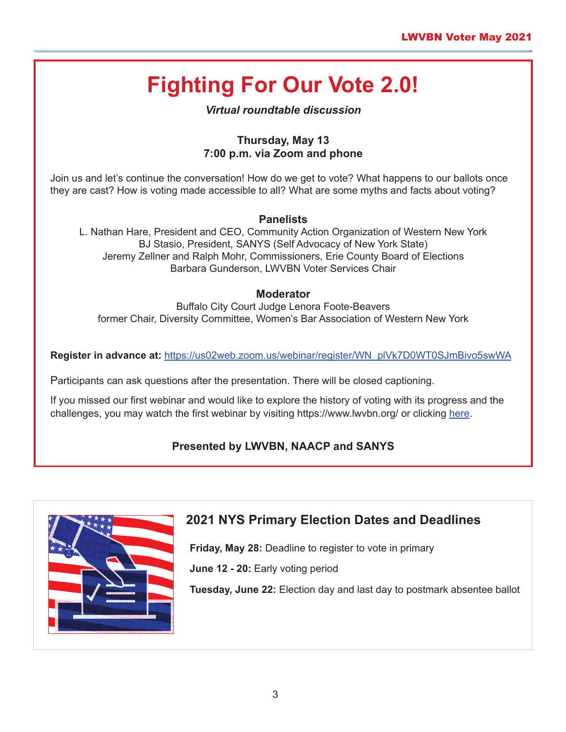# Fighting For Our Vote 2.0!

***Virtual roundtable discussion***

**Thursday, May 13**
**7:00 p.m. via Zoom and phone**

Join us and let's continue the conversation! How do we get to vote? What happens to our ballots once they are cast? How is voting made accessible to all? What are some myths and facts about voting?

**Panelists**

L. Nathan Hare, President and CEO, Community Action Organization of Western New York
BJ Stasio, President, SANYS (Self Advocacy of New York State)
Jeremy Zellner and Ralph Mohr, Commissioners, Erie County Board of Elections
Barbara Gunderson, LWVBN Voter Services Chair

**Moderator**

Buffalo City Court Judge Lenora Foote-Beavers
former Chair, Diversity Committee, Women's Bar Association of Western New York

**Register in advance at:** https://us02web.zoom.us/webinar/register/WN_plVk7D0WT0SJmBivo5swWA

Participants can ask questions after the presentation. There will be closed captioning.

If you missed our first webinar and would like to explore the history of voting with its progress and the challenges, you may watch the first webinar by visiting https://www.lwvbn.org/ or clicking here.

**Presented by LWVBN, NAACP and SANYS**

## 2021 NYS Primary Election Dates and Deadlines

**Friday, May 28:** Deadline to register to vote in primary

**June 12 - 20:** Early voting period

**Tuesday, June 22:** Election day and last day to postmark absentee ballot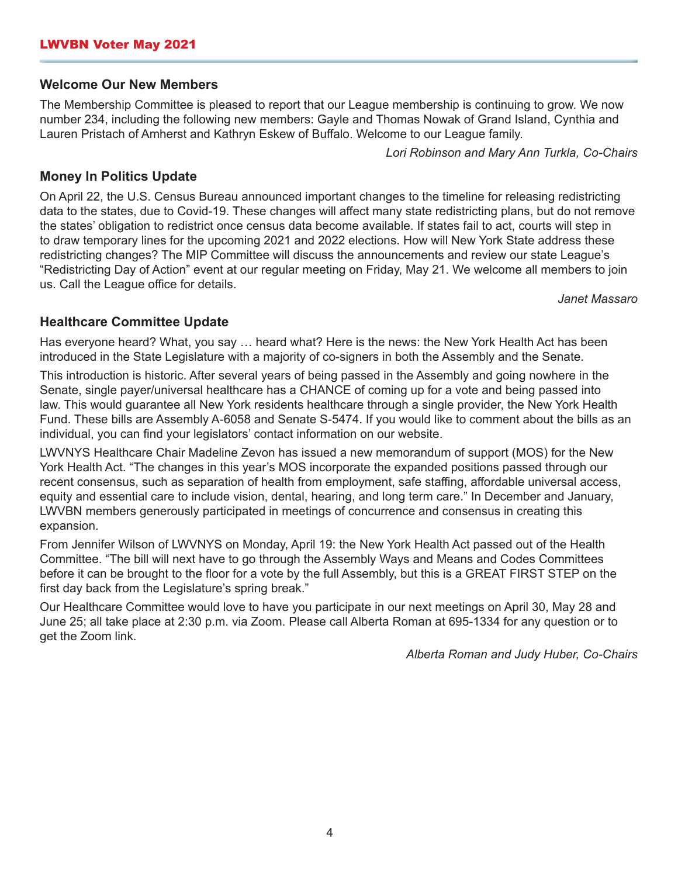## Welcome Our New Members

The Membership Committee is pleased to report that our League membership is continuing to grow. We now number 234, including the following new members: Gayle and Thomas Nowak of Grand Island, Cynthia and Lauren Pristach of Amherst and Kathryn Eskew of Buffalo. Welcome to our League family.

*Lori Robinson and Mary Ann Turkla, Co-Chairs*

## Money In Politics Update

On April 22, the U.S. Census Bureau announced important changes to the timeline for releasing redistricting data to the states, due to Covid-19. These changes will affect many state redistricting plans, but do not remove the states' obligation to redistrict once census data become available. If states fail to act, courts will step in to draw temporary lines for the upcoming 2021 and 2022 elections. How will New York State address these redistricting changes? The MIP Committee will discuss the announcements and review our state League's "Redistricting Day of Action" event at our regular meeting on Friday, May 21. We welcome all members to join us. Call the League office for details.

*Janet Massaro*

## Healthcare Committee Update

Has everyone heard? What, you say … heard what? Here is the news: the New York Health Act has been introduced in the State Legislature with a majority of co-signers in both the Assembly and the Senate.

This introduction is historic. After several years of being passed in the Assembly and going nowhere in the Senate, single payer/universal healthcare has a CHANCE of coming up for a vote and being passed into law. This would guarantee all New York residents healthcare through a single provider, the New York Health Fund. These bills are Assembly A-6058 and Senate S-5474. If you would like to comment about the bills as an individual, you can find your legislators' contact information on our website.

LWVNYS Healthcare Chair Madeline Zevon has issued a new memorandum of support (MOS) for the New York Health Act. "The changes in this year's MOS incorporate the expanded positions passed through our recent consensus, such as separation of health from employment, safe staffing, affordable universal access, equity and essential care to include vision, dental, hearing, and long term care." In December and January, LWVBN members generously participated in meetings of concurrence and consensus in creating this expansion.

From Jennifer Wilson of LWVNYS on Monday, April 19: the New York Health Act passed out of the Health Committee. "The bill will next have to go through the Assembly Ways and Means and Codes Committees before it can be brought to the floor for a vote by the full Assembly, but this is a GREAT FIRST STEP on the first day back from the Legislature's spring break."

Our Healthcare Committee would love to have you participate in our next meetings on April 30, May 28 and June 25; all take place at 2:30 p.m. via Zoom. Please call Alberta Roman at 695-1334 for any question or to get the Zoom link.

*Alberta Roman and Judy Huber, Co-Chairs*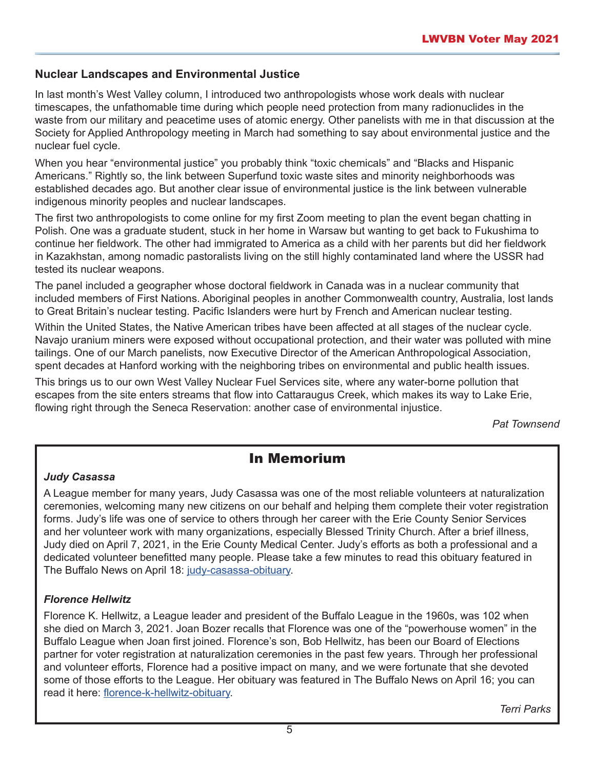## Nuclear Landscapes and Environmental Justice

In last month's West Valley column, I introduced two anthropologists whose work deals with nuclear timescapes, the unfathomable time during which people need protection from many radionuclides in the waste from our military and peacetime uses of atomic energy. Other panelists with me in that discussion at the Society for Applied Anthropology meeting in March had something to say about environmental justice and the nuclear fuel cycle.

When you hear "environmental justice" you probably think "toxic chemicals" and "Blacks and Hispanic Americans." Rightly so, the link between Superfund toxic waste sites and minority neighborhoods was established decades ago. But another clear issue of environmental justice is the link between vulnerable indigenous minority peoples and nuclear landscapes.

The first two anthropologists to come online for my first Zoom meeting to plan the event began chatting in Polish. One was a graduate student, stuck in her home in Warsaw but wanting to get back to Fukushima to continue her fieldwork. The other had immigrated to America as a child with her parents but did her fieldwork in Kazakhstan, among nomadic pastoralists living on the still highly contaminated land where the USSR had tested its nuclear weapons.

The panel included a geographer whose doctoral fieldwork in Canada was in a nuclear community that included members of First Nations. Aboriginal peoples in another Commonwealth country, Australia, lost lands to Great Britain's nuclear testing. Pacific Islanders were hurt by French and American nuclear testing.

Within the United States, the Native American tribes have been affected at all stages of the nuclear cycle. Navajo uranium miners were exposed without occupational protection, and their water was polluted with mine tailings. One of our March panelists, now Executive Director of the American Anthropological Association, spent decades at Hanford working with the neighboring tribes on environmental and public health issues.

This brings us to our own West Valley Nuclear Fuel Services site, where any water-borne pollution that escapes from the site enters streams that flow into Cattaraugus Creek, which makes its way to Lake Erie, flowing right through the Seneca Reservation: another case of environmental injustice.

*Pat Townsend*

## In Memorium

### *Judy Casassa*

A League member for many years, Judy Casassa was one of the most reliable volunteers at naturalization ceremonies, welcoming many new citizens on our behalf and helping them complete their voter registration forms. Judy's life was one of service to others through her career with the Erie County Senior Services and her volunteer work with many organizations, especially Blessed Trinity Church. After a brief illness, Judy died on April 7, 2021, in the Erie County Medical Center. Judy's efforts as both a professional and a dedicated volunteer benefitted many people. Please take a few minutes to read this obituary featured in The Buffalo News on April 18: judy-casassa-obituary.

### *Florence Hellwitz*

Florence K. Hellwitz, a League leader and president of the Buffalo League in the 1960s, was 102 when she died on March 3, 2021. Joan Bozer recalls that Florence was one of the "powerhouse women" in the Buffalo League when Joan first joined. Florence's son, Bob Hellwitz, has been our Board of Elections partner for voter registration at naturalization ceremonies in the past few years. Through her professional and volunteer efforts, Florence had a positive impact on many, and we were fortunate that she devoted some of those efforts to the League. Her obituary was featured in The Buffalo News on April 16; you can read it here: florence-k-hellwitz-obituary.

*Terri Parks*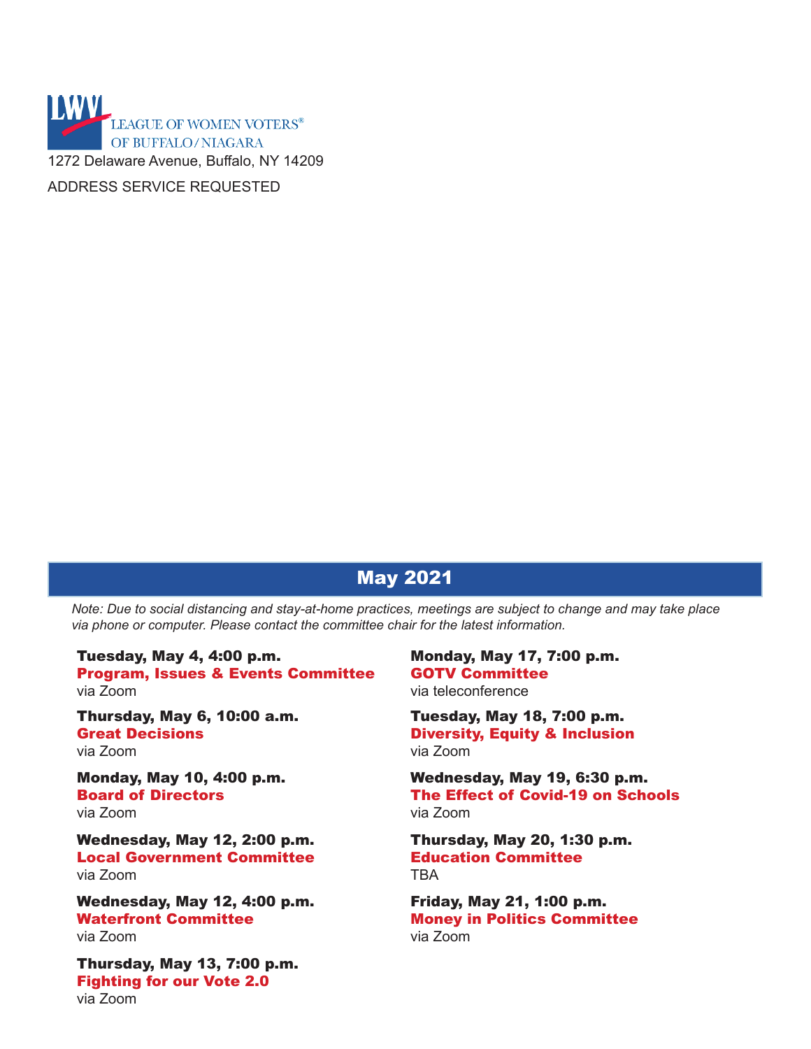LEAGUE OF WOMEN VOTERS®
OF BUFFALO / NIAGARA

1272 Delaware Avenue, Buffalo, NY 14209

ADDRESS SERVICE REQUESTED

## May 2021

*Note: Due to social distancing and stay-at-home practices, meetings are subject to change and may take place via phone or computer. Please contact the committee chair for the latest information.*

**Tuesday, May 4, 4:00 p.m.**
**Program, Issues & Events Committee**
via Zoom

**Thursday, May 6, 10:00 a.m.**
**Great Decisions**
via Zoom

**Monday, May 10, 4:00 p.m.**
**Board of Directors**
via Zoom

**Wednesday, May 12, 2:00 p.m.**
**Local Government Committee**
via Zoom

**Wednesday, May 12, 4:00 p.m.**
**Waterfront Committee**
via Zoom

**Thursday, May 13, 7:00 p.m.**
**Fighting for our Vote 2.0**
via Zoom

**Monday, May 17, 7:00 p.m.**
**GOTV Committee**
via teleconference

**Tuesday, May 18, 7:00 p.m.**
**Diversity, Equity & Inclusion**
via Zoom

**Wednesday, May 19, 6:30 p.m.**
**The Effect of Covid-19 on Schools**
via Zoom

**Thursday, May 20, 1:30 p.m.**
**Education Committee**
TBA

**Friday, May 21, 1:00 p.m.**
**Money in Politics Committee**
via Zoom